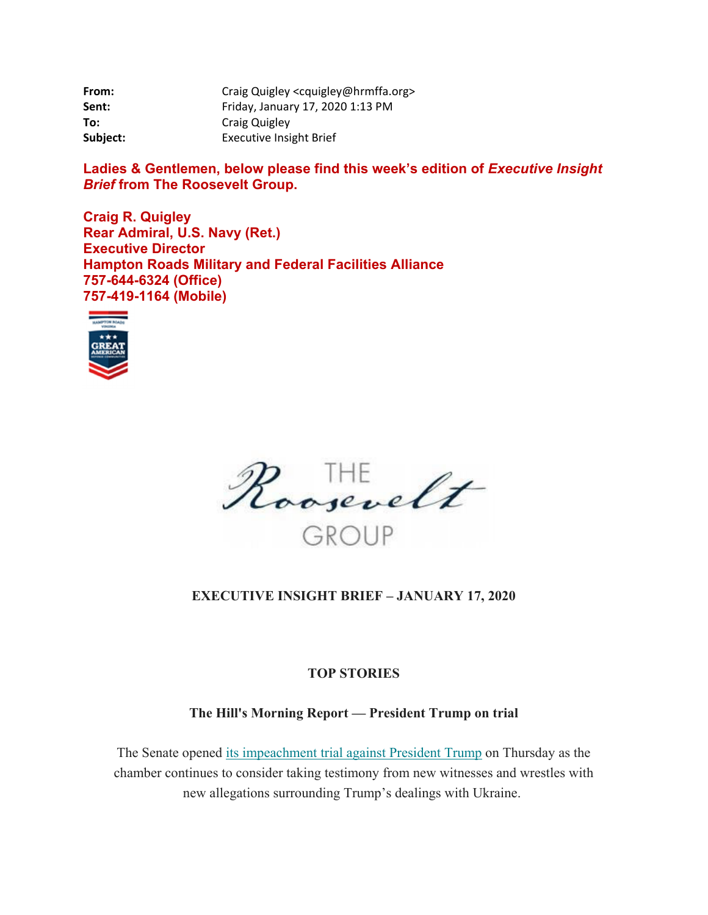| | |
|---|---|
| **From:** | Craig Quigley <cquigley@hrmffa.org> |
| **Sent:** | Friday, January 17, 2020 1:13 PM |
| **To:** | Craig Quigley |
| **Subject:** | Executive Insight Brief |

**Ladies & Gentlemen, below please find this week's edition of *Executive Insight Brief* from The Roosevelt Group.**

**Craig R. Quigley**
**Rear Admiral, U.S. Navy (Ret.)**
**Executive Director**
**Hampton Roads Military and Federal Facilities Alliance**
**757-644-6324 (Office)**
**757-419-1164 (Mobile)**

THE Roosevelt GROUP

# EXECUTIVE INSIGHT BRIEF – JANUARY 17, 2020

## TOP STORIES

### The Hill's Morning Report — President Trump on trial

The Senate opened its impeachment trial against President Trump on Thursday as the chamber continues to consider taking testimony from new witnesses and wrestles with new allegations surrounding Trump's dealings with Ukraine.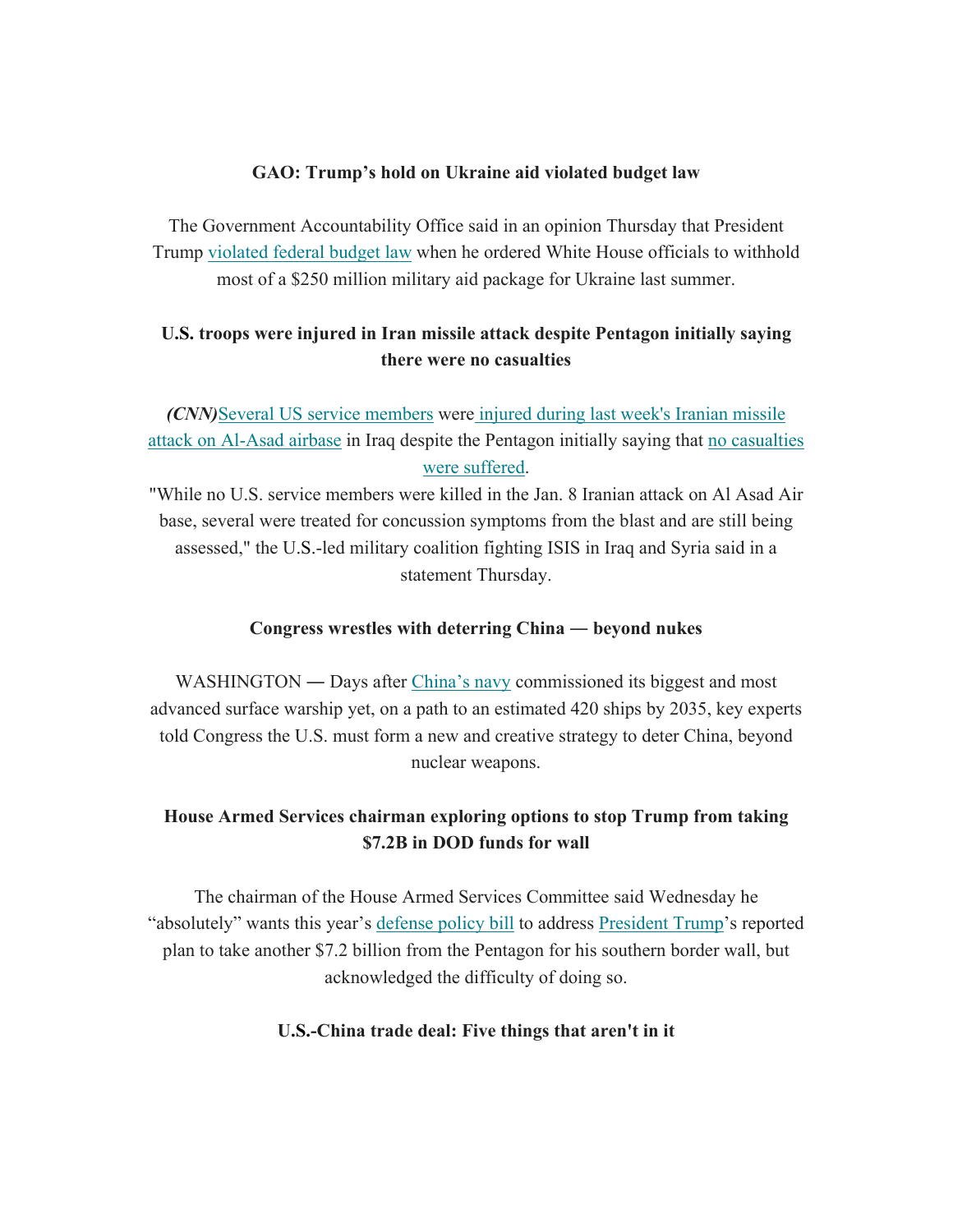### GAO: Trump's hold on Ukraine aid violated budget law

The Government Accountability Office said in an opinion Thursday that President Trump violated federal budget law when he ordered White House officials to withhold most of a $250 million military aid package for Ukraine last summer.

### U.S. troops were injured in Iran missile attack despite Pentagon initially saying there were no casualties

***(CNN)***Several US service members were injured during last week's Iranian missile attack on Al-Asad airbase in Iraq despite the Pentagon initially saying that no casualties were suffered.

"While no U.S. service members were killed in the Jan. 8 Iranian attack on Al Asad Air base, several were treated for concussion symptoms from the blast and are still being assessed," the U.S.-led military coalition fighting ISIS in Iraq and Syria said in a statement Thursday.

### Congress wrestles with deterring China — beyond nukes

WASHINGTON — Days after China's navy commissioned its biggest and most advanced surface warship yet, on a path to an estimated 420 ships by 2035, key experts told Congress the U.S. must form a new and creative strategy to deter China, beyond nuclear weapons.

### House Armed Services chairman exploring options to stop Trump from taking $7.2B in DOD funds for wall

The chairman of the House Armed Services Committee said Wednesday he "absolutely" wants this year's defense policy bill to address President Trump's reported plan to take another $7.2 billion from the Pentagon for his southern border wall, but acknowledged the difficulty of doing so.

### U.S.-China trade deal: Five things that aren't in it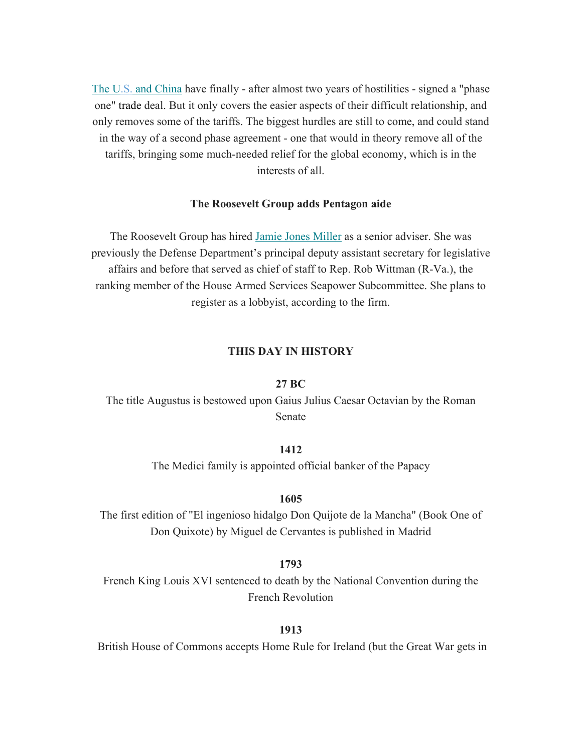The U.S. and China have finally - after almost two years of hostilities - signed a "phase one" trade deal. But it only covers the easier aspects of their difficult relationship, and only removes some of the tariffs. The biggest hurdles are still to come, and could stand in the way of a second phase agreement - one that would in theory remove all of the tariffs, bringing some much-needed relief for the global economy, which is in the interests of all.

**The Roosevelt Group adds Pentagon aide**

The Roosevelt Group has hired Jamie Jones Miller as a senior adviser. She was previously the Defense Department's principal deputy assistant secretary for legislative affairs and before that served as chief of staff to Rep. Rob Wittman (R-Va.), the ranking member of the House Armed Services Seapower Subcommittee. She plans to register as a lobbyist, according to the firm.

**THIS DAY IN HISTORY**

**27 BC**

The title Augustus is bestowed upon Gaius Julius Caesar Octavian by the Roman Senate

**1412**

The Medici family is appointed official banker of the Papacy

**1605**

The first edition of "El ingenioso hidalgo Don Quijote de la Mancha" (Book One of Don Quixote) by Miguel de Cervantes is published in Madrid

**1793**

French King Louis XVI sentenced to death by the National Convention during the French Revolution

**1913**

British House of Commons accepts Home Rule for Ireland (but the Great War gets in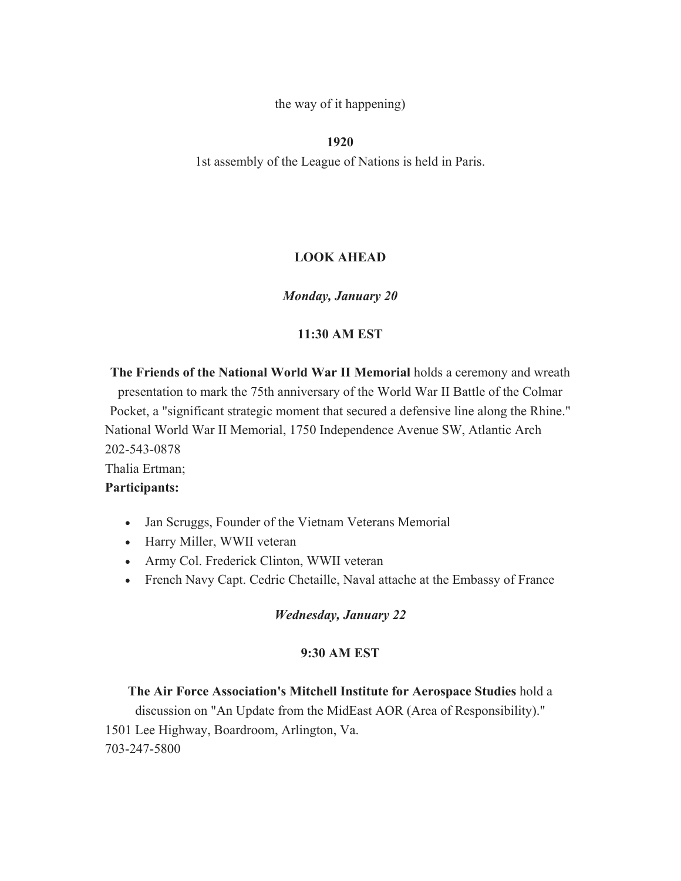the way of it happening)

**1920**

1st assembly of the League of Nations is held in Paris.

## LOOK AHEAD

***Monday, January 20***

**11:30 AM EST**

**The Friends of the National World War II Memorial** holds a ceremony and wreath presentation to mark the 75th anniversary of the World War II Battle of the Colmar Pocket, a "significant strategic moment that secured a defensive line along the Rhine."
National World War II Memorial, 1750 Independence Avenue SW, Atlantic Arch
202-543-0878
Thalia Ertman;
**Participants:**

- Jan Scruggs, Founder of the Vietnam Veterans Memorial
- Harry Miller, WWII veteran
- Army Col. Frederick Clinton, WWII veteran
- French Navy Capt. Cedric Chetaille, Naval attache at the Embassy of France

***Wednesday, January 22***

**9:30 AM EST**

**The Air Force Association's Mitchell Institute for Aerospace Studies** hold a discussion on "An Update from the MidEast AOR (Area of Responsibility)."
1501 Lee Highway, Boardroom, Arlington, Va.
703-247-5800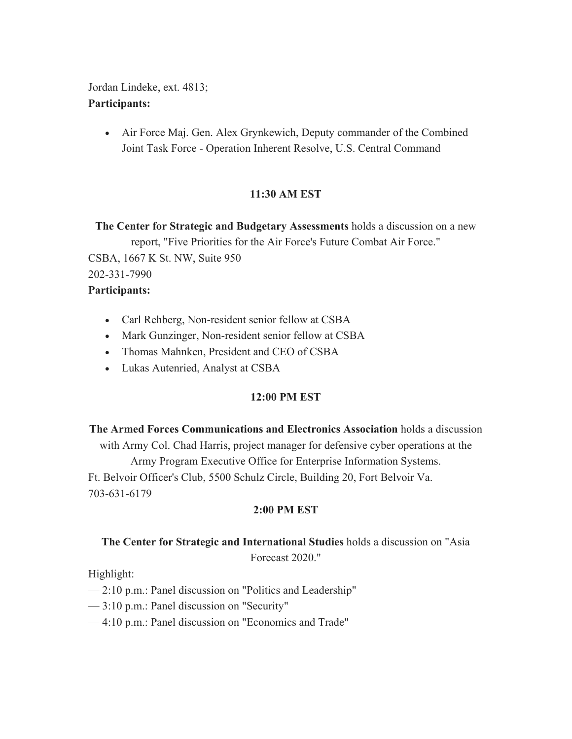Jordan Lindeke, ext. 4813;

**Participants:**

- Air Force Maj. Gen. Alex Grynkewich, Deputy commander of the Combined Joint Task Force - Operation Inherent Resolve, U.S. Central Command

**11:30 AM EST**

**The Center for Strategic and Budgetary Assessments** holds a discussion on a new report, "Five Priorities for the Air Force's Future Combat Air Force."

CSBA, 1667 K St. NW, Suite 950

202-331-7990

**Participants:**

- Carl Rehberg, Non-resident senior fellow at CSBA
- Mark Gunzinger, Non-resident senior fellow at CSBA
- Thomas Mahnken, President and CEO of CSBA
- Lukas Autenried, Analyst at CSBA

**12:00 PM EST**

**The Armed Forces Communications and Electronics Association** holds a discussion with Army Col. Chad Harris, project manager for defensive cyber operations at the Army Program Executive Office for Enterprise Information Systems.

Ft. Belvoir Officer's Club, 5500 Schulz Circle, Building 20, Fort Belvoir Va.

703-631-6179

**2:00 PM EST**

**The Center for Strategic and International Studies** holds a discussion on "Asia Forecast 2020."

Highlight:

— 2:10 p.m.: Panel discussion on "Politics and Leadership"

— 3:10 p.m.: Panel discussion on "Security"

— 4:10 p.m.: Panel discussion on "Economics and Trade"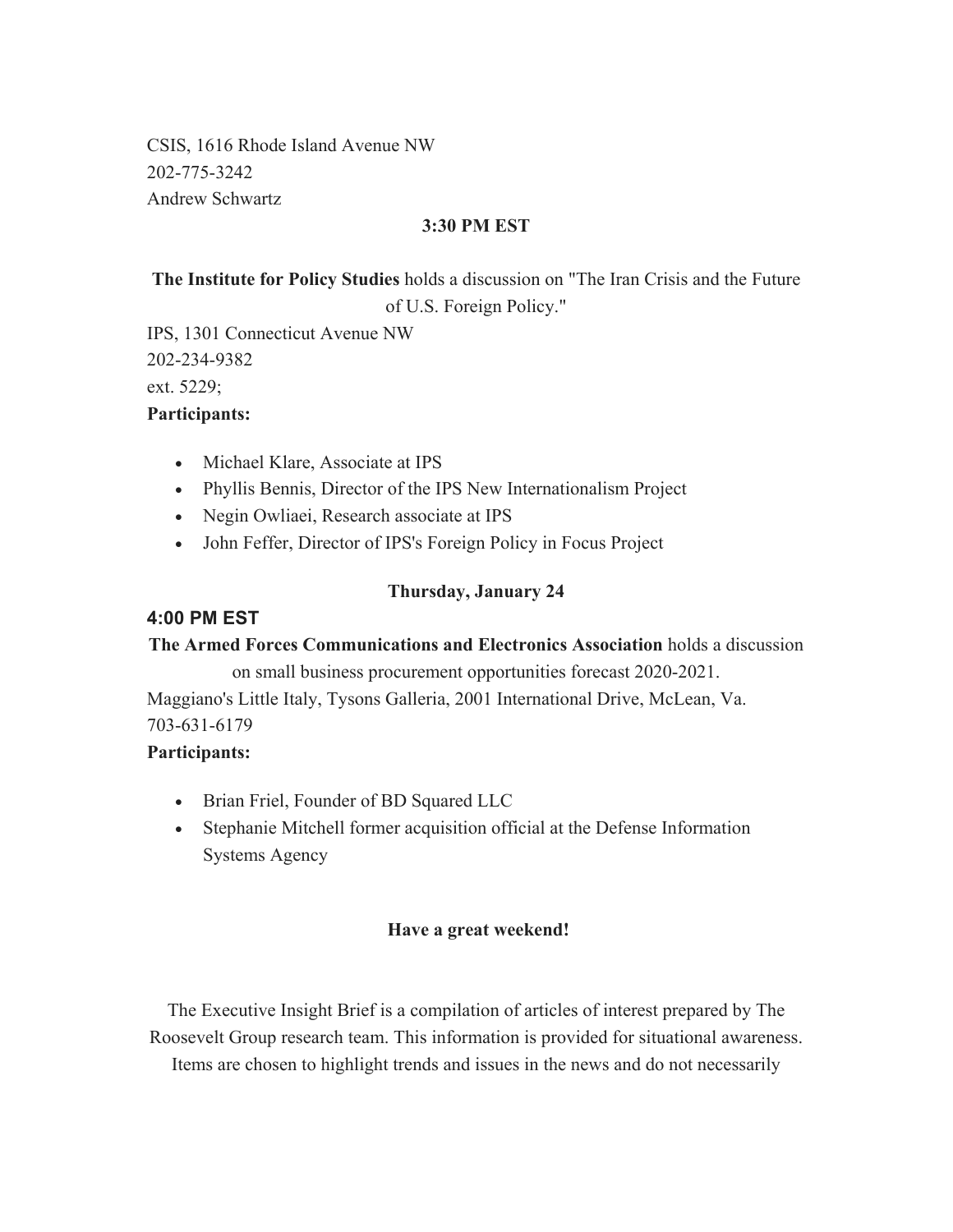CSIS, 1616 Rhode Island Avenue NW
202-775-3242
Andrew Schwartz

**3:30 PM EST**

**The Institute for Policy Studies** holds a discussion on "The Iran Crisis and the Future of U.S. Foreign Policy."

IPS, 1301 Connecticut Avenue NW
202-234-9382
ext. 5229;

**Participants:**

- Michael Klare, Associate at IPS
- Phyllis Bennis, Director of the IPS New Internationalism Project
- Negin Owliaei, Research associate at IPS
- John Feffer, Director of IPS's Foreign Policy in Focus Project

**Thursday, January 24**

**4:00 PM EST**

**The Armed Forces Communications and Electronics Association** holds a discussion on small business procurement opportunities forecast 2020-2021.

Maggiano's Little Italy, Tysons Galleria, 2001 International Drive, McLean, Va.
703-631-6179

**Participants:**

- Brian Friel, Founder of BD Squared LLC
- Stephanie Mitchell former acquisition official at the Defense Information Systems Agency

**Have a great weekend!**

The Executive Insight Brief is a compilation of articles of interest prepared by The Roosevelt Group research team. This information is provided for situational awareness. Items are chosen to highlight trends and issues in the news and do not necessarily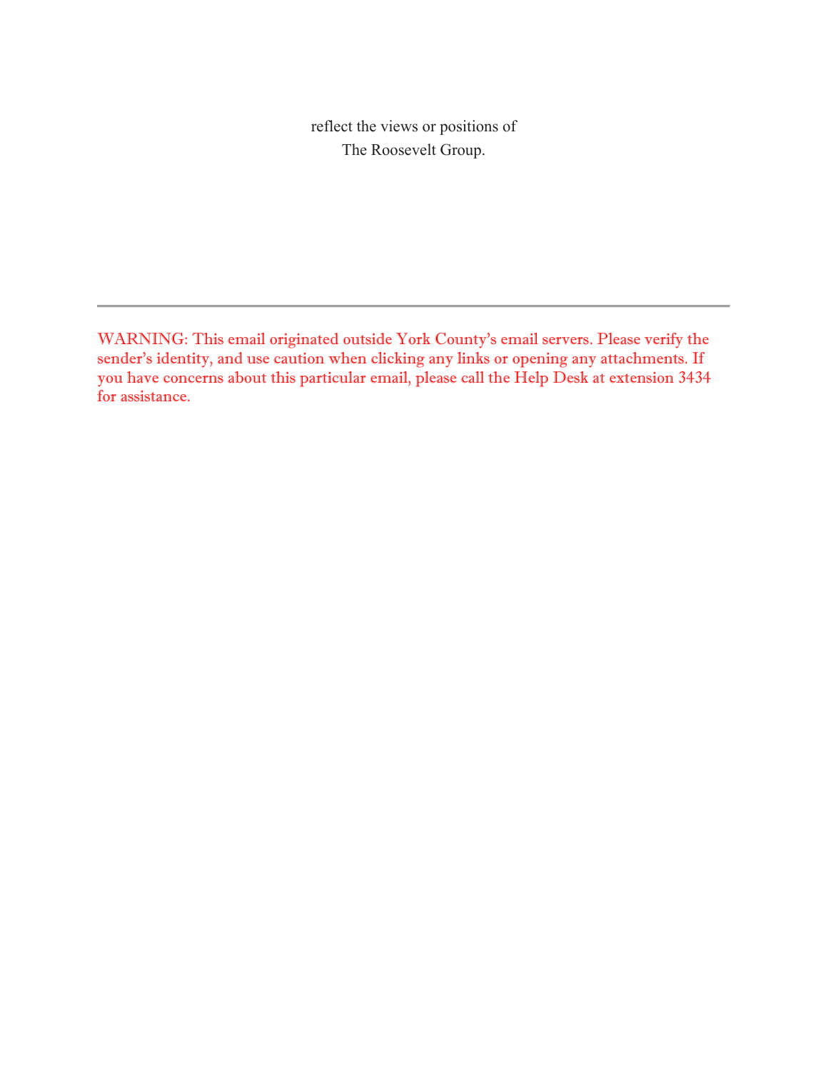reflect the views or positions of
The Roosevelt Group.

---

WARNING: This email originated outside York County's email servers. Please verify the sender's identity, and use caution when clicking any links or opening any attachments. If you have concerns about this particular email, please call the Help Desk at extension 3434 for assistance.